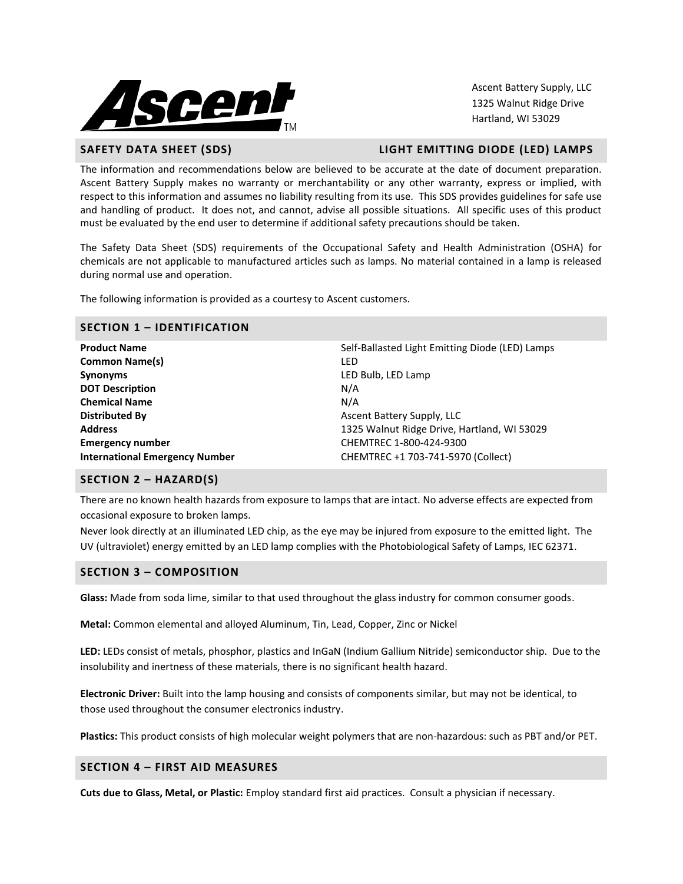Ascent Battery Supply, LLC
1325 Walnut Ridge Drive
Hartland, WI 53029

## SAFETY DATA SHEET (SDS) — LIGHT EMITTING DIODE (LED) LAMPS

The information and recommendations below are believed to be accurate at the date of document preparation. Ascent Battery Supply makes no warranty or merchantability or any other warranty, express or implied, with respect to this information and assumes no liability resulting from its use. This SDS provides guidelines for safe use and handling of product. It does not, and cannot, advise all possible situations. All specific uses of this product must be evaluated by the end user to determine if additional safety precautions should be taken.

The Safety Data Sheet (SDS) requirements of the Occupational Safety and Health Administration (OSHA) for chemicals are not applicable to manufactured articles such as lamps. No material contained in a lamp is released during normal use and operation.

The following information is provided as a courtesy to Ascent customers.

## SECTION 1 – IDENTIFICATION

| | |
|---|---|
| **Product Name** | Self-Ballasted Light Emitting Diode (LED) Lamps |
| **Common Name(s)** | LED |
| **Synonyms** | LED Bulb, LED Lamp |
| **DOT Description** | N/A |
| **Chemical Name** | N/A |
| **Distributed By** | Ascent Battery Supply, LLC |
| **Address** | 1325 Walnut Ridge Drive, Hartland, WI 53029 |
| **Emergency number** | CHEMTREC 1-800-424-9300 |
| **International Emergency Number** | CHEMTREC +1 703-741-5970 (Collect) |

## SECTION 2 – HAZARD(S)

There are no known health hazards from exposure to lamps that are intact. No adverse effects are expected from occasional exposure to broken lamps.
Never look directly at an illuminated LED chip, as the eye may be injured from exposure to the emitted light. The UV (ultraviolet) energy emitted by an LED lamp complies with the Photobiological Safety of Lamps, IEC 62371.

## SECTION 3 – COMPOSITION

**Glass:** Made from soda lime, similar to that used throughout the glass industry for common consumer goods.

**Metal:** Common elemental and alloyed Aluminum, Tin, Lead, Copper, Zinc or Nickel

**LED:** LEDs consist of metals, phosphor, plastics and InGaN (Indium Gallium Nitride) semiconductor ship. Due to the insolubility and inertness of these materials, there is no significant health hazard.

**Electronic Driver:** Built into the lamp housing and consists of components similar, but may not be identical, to those used throughout the consumer electronics industry.

**Plastics:** This product consists of high molecular weight polymers that are non-hazardous: such as PBT and/or PET.

## SECTION 4 – FIRST AID MEASURES

**Cuts due to Glass, Metal, or Plastic:** Employ standard first aid practices. Consult a physician if necessary.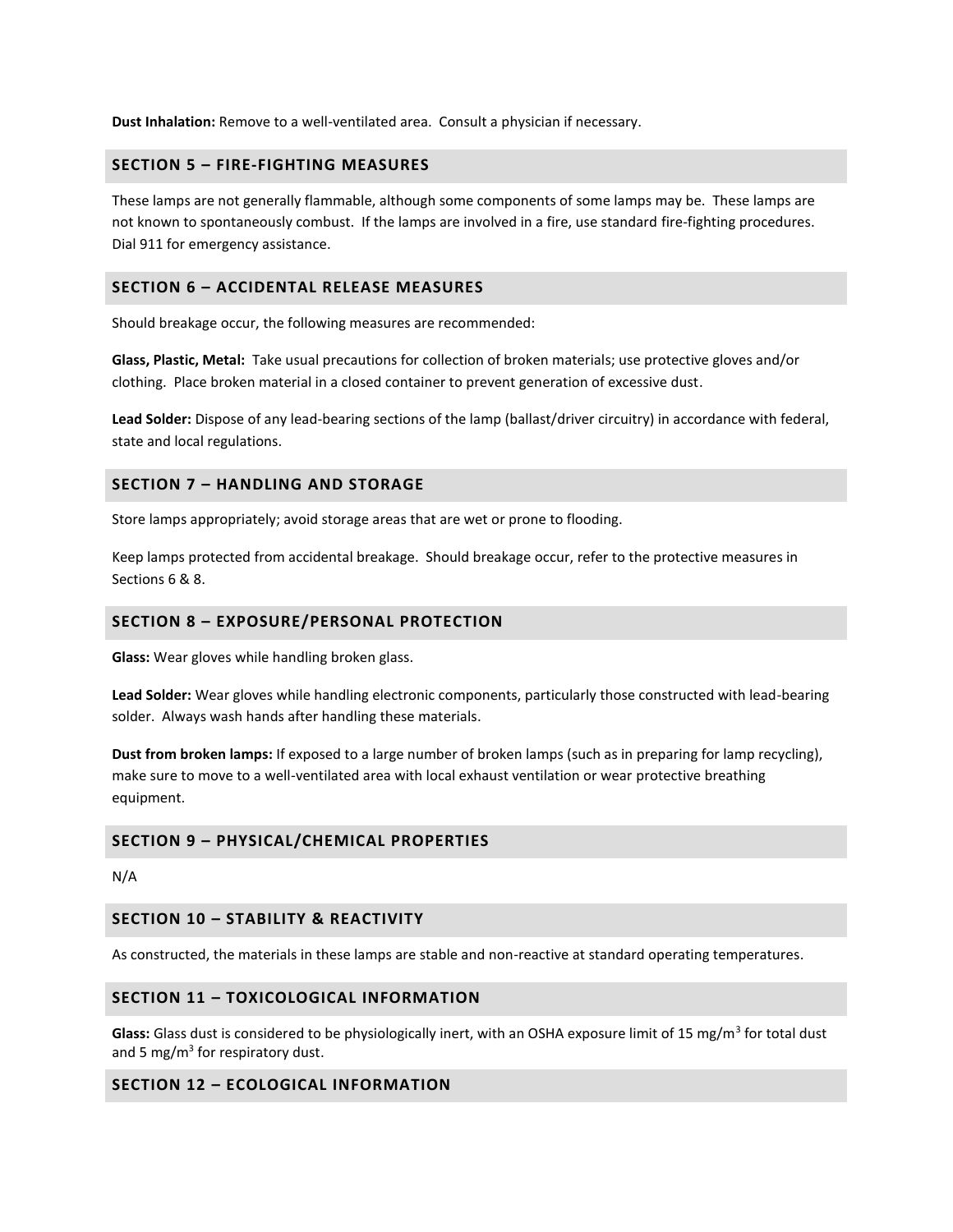**Dust Inhalation:** Remove to a well-ventilated area. Consult a physician if necessary.

## SECTION 5 – FIRE-FIGHTING MEASURES

These lamps are not generally flammable, although some components of some lamps may be. These lamps are not known to spontaneously combust. If the lamps are involved in a fire, use standard fire-fighting procedures. Dial 911 for emergency assistance.

## SECTION 6 – ACCIDENTAL RELEASE MEASURES

Should breakage occur, the following measures are recommended:

**Glass, Plastic, Metal:** Take usual precautions for collection of broken materials; use protective gloves and/or clothing. Place broken material in a closed container to prevent generation of excessive dust.

**Lead Solder:** Dispose of any lead-bearing sections of the lamp (ballast/driver circuitry) in accordance with federal, state and local regulations.

## SECTION 7 – HANDLING AND STORAGE

Store lamps appropriately; avoid storage areas that are wet or prone to flooding.

Keep lamps protected from accidental breakage. Should breakage occur, refer to the protective measures in Sections 6 & 8.

## SECTION 8 – EXPOSURE/PERSONAL PROTECTION

**Glass:** Wear gloves while handling broken glass.

**Lead Solder:** Wear gloves while handling electronic components, particularly those constructed with lead-bearing solder. Always wash hands after handling these materials.

**Dust from broken lamps:** If exposed to a large number of broken lamps (such as in preparing for lamp recycling), make sure to move to a well-ventilated area with local exhaust ventilation or wear protective breathing equipment.

## SECTION 9 – PHYSICAL/CHEMICAL PROPERTIES

N/A

## SECTION 10 – STABILITY & REACTIVITY

As constructed, the materials in these lamps are stable and non-reactive at standard operating temperatures.

## SECTION 11 – TOXICOLOGICAL INFORMATION

**Glass:** Glass dust is considered to be physiologically inert, with an OSHA exposure limit of 15 $mg/m^3$ for total dust and 5 $mg/m^3$ for respiratory dust.

## SECTION 12 – ECOLOGICAL INFORMATION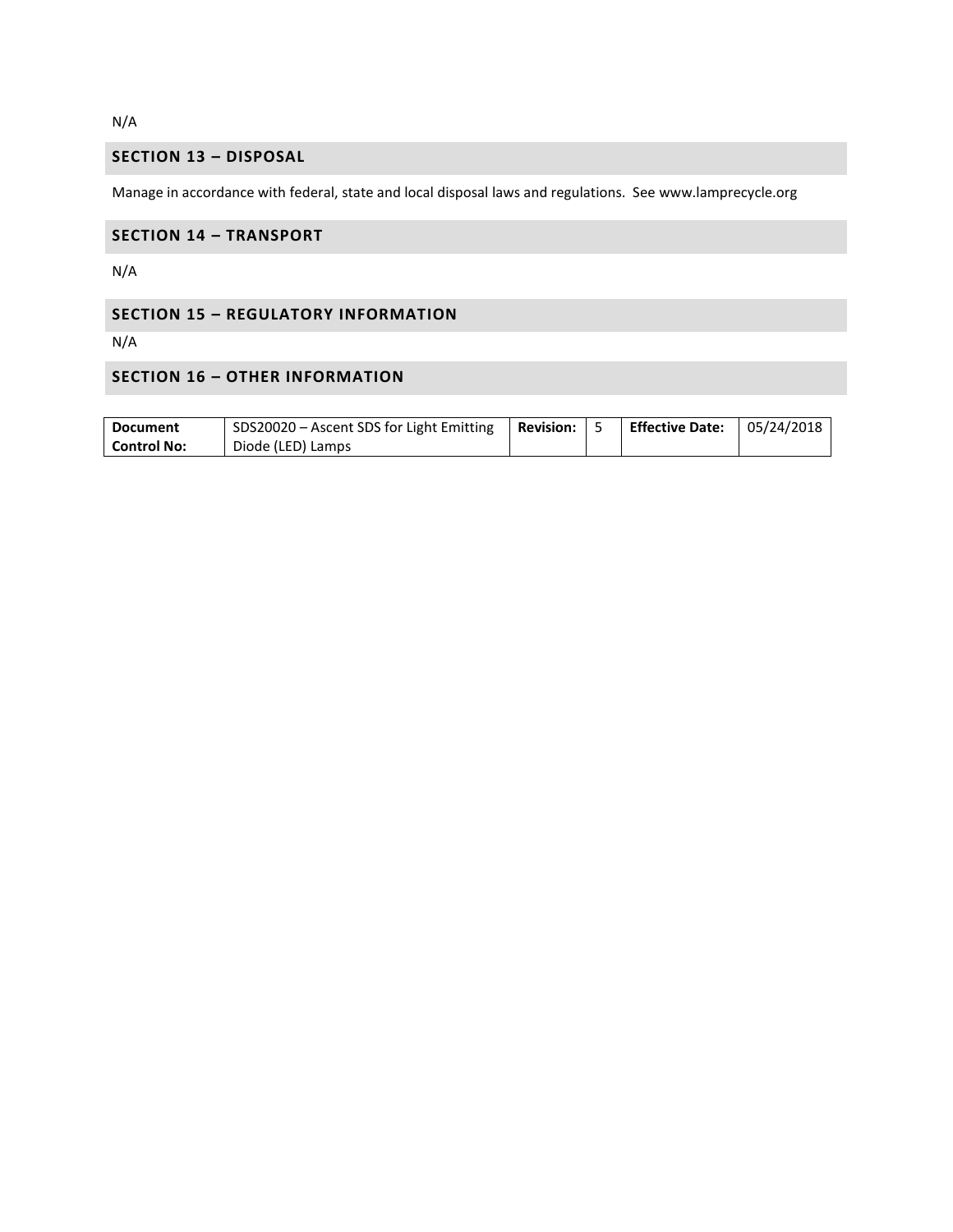N/A

## SECTION 13 – DISPOSAL

Manage in accordance with federal, state and local disposal laws and regulations. See www.lamprecycle.org

## SECTION 14 – TRANSPORT

N/A

## SECTION 15 – REGULATORY INFORMATION

N/A

## SECTION 16 – OTHER INFORMATION

| | | | | | |
|---|---|---|---|---|---|
| **Document Control No:** | SDS20020 – Ascent SDS for Light Emitting Diode (LED) Lamps | **Revision:** | 5 | **Effective Date:** | 05/24/2018 |